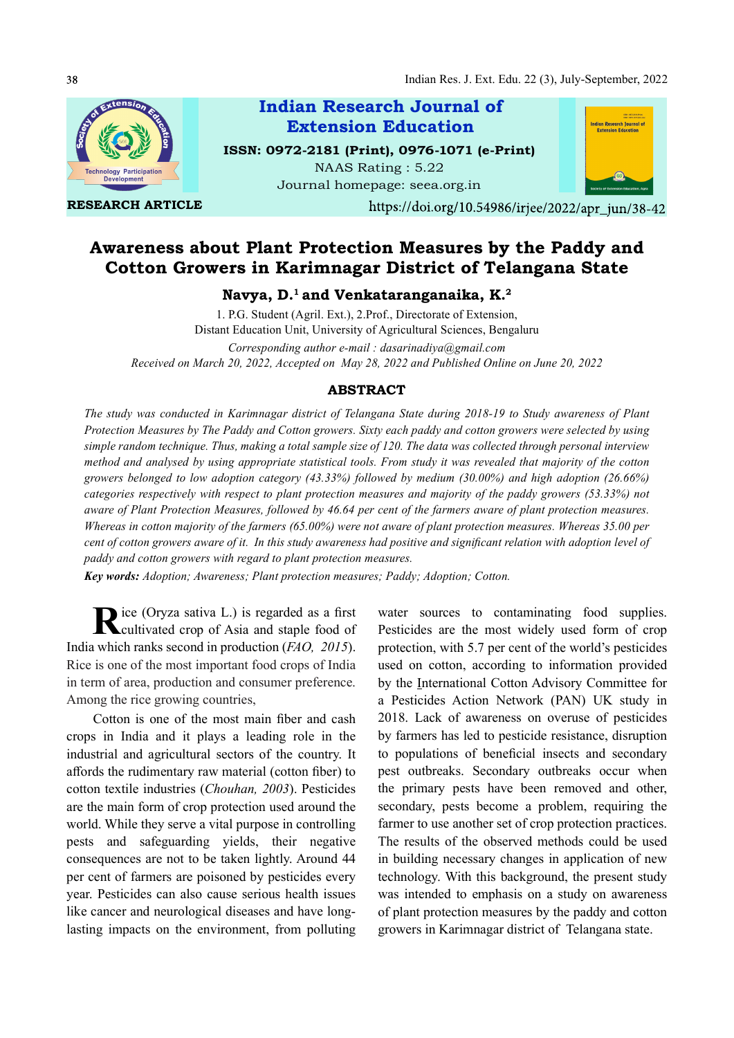RESEARCH ARTICLE

https://doi.org/10.54986/irjee/2022/apr_jun/38-42

# Awareness about Plant Protection Measures by the Paddy and Cotton Growers in Karimnagar District of Telangana State

**Navya, D.[1] and Venkataranganaika, K.[2]**

1. P.G. Student (Agril. Ext.), 2.Prof., Directorate of Extension, Distant Education Unit, University of Agricultural Sciences, Bengaluru

*Corresponding author e-mail : dasarinadiya@gmail.com*

*Received on March 20, 2022, Accepted on May 28, 2022 and Published Online on June 20, 2022*

## ABSTRACT

*The study was conducted in Karimnagar district of Telangana State during 2018-19 to Study awareness of Plant Protection Measures by The Paddy and Cotton growers. Sixty each paddy and cotton growers were selected by using simple random technique. Thus, making a total sample size of 120. The data was collected through personal interview method and analysed by using appropriate statistical tools. From study it was revealed that majority of the cotton growers belonged to low adoption category (43.33%) followed by medium (30.00%) and high adoption (26.66%) categories respectively with respect to plant protection measures and majority of the paddy growers (53.33%) not aware of Plant Protection Measures, followed by 46.64 per cent of the farmers aware of plant protection measures. Whereas in cotton majority of the farmers (65.00%) were not aware of plant protection measures. Whereas 35.00 per cent of cotton growers aware of it. In this study awareness had positive and significant relation with adoption level of paddy and cotton growers with regard to plant protection measures.*

***Key words:*** *Adoption; Awareness; Plant protection measures; Paddy; Adoption; Cotton.*

Rice (Oryza sativa L.) is regarded as a first cultivated crop of Asia and staple food of India which ranks second in production (*FAO, 2015*). Rice is one of the most important food crops of India in term of area, production and consumer preference. Among the rice growing countries,

Cotton is one of the most main fiber and cash crops in India and it plays a leading role in the industrial and agricultural sectors of the country. It affords the rudimentary raw material (cotton fiber) to cotton textile industries (*Chouhan, 2003*). Pesticides are the main form of crop protection used around the world. While they serve a vital purpose in controlling pests and safeguarding yields, their negative consequences are not to be taken lightly. Around 44 per cent of farmers are poisoned by pesticides every year. Pesticides can also cause serious health issues like cancer and neurological diseases and have long-lasting impacts on the environment, from polluting water sources to contaminating food supplies. Pesticides are the most widely used form of crop protection, with 5.7 per cent of the world's pesticides used on cotton, according to information provided by the International Cotton Advisory Committee for a Pesticides Action Network (PAN) UK study in 2018. Lack of awareness on overuse of pesticides by farmers has led to pesticide resistance, disruption to populations of beneficial insects and secondary pest outbreaks. Secondary outbreaks occur when the primary pests have been removed and other, secondary, pests become a problem, requiring the farmer to use another set of crop protection practices. The results of the observed methods could be used in building necessary changes in application of new technology. With this background, the present study was intended to emphasis on a study on awareness of plant protection measures by the paddy and cotton growers in Karimnagar district of Telangana state.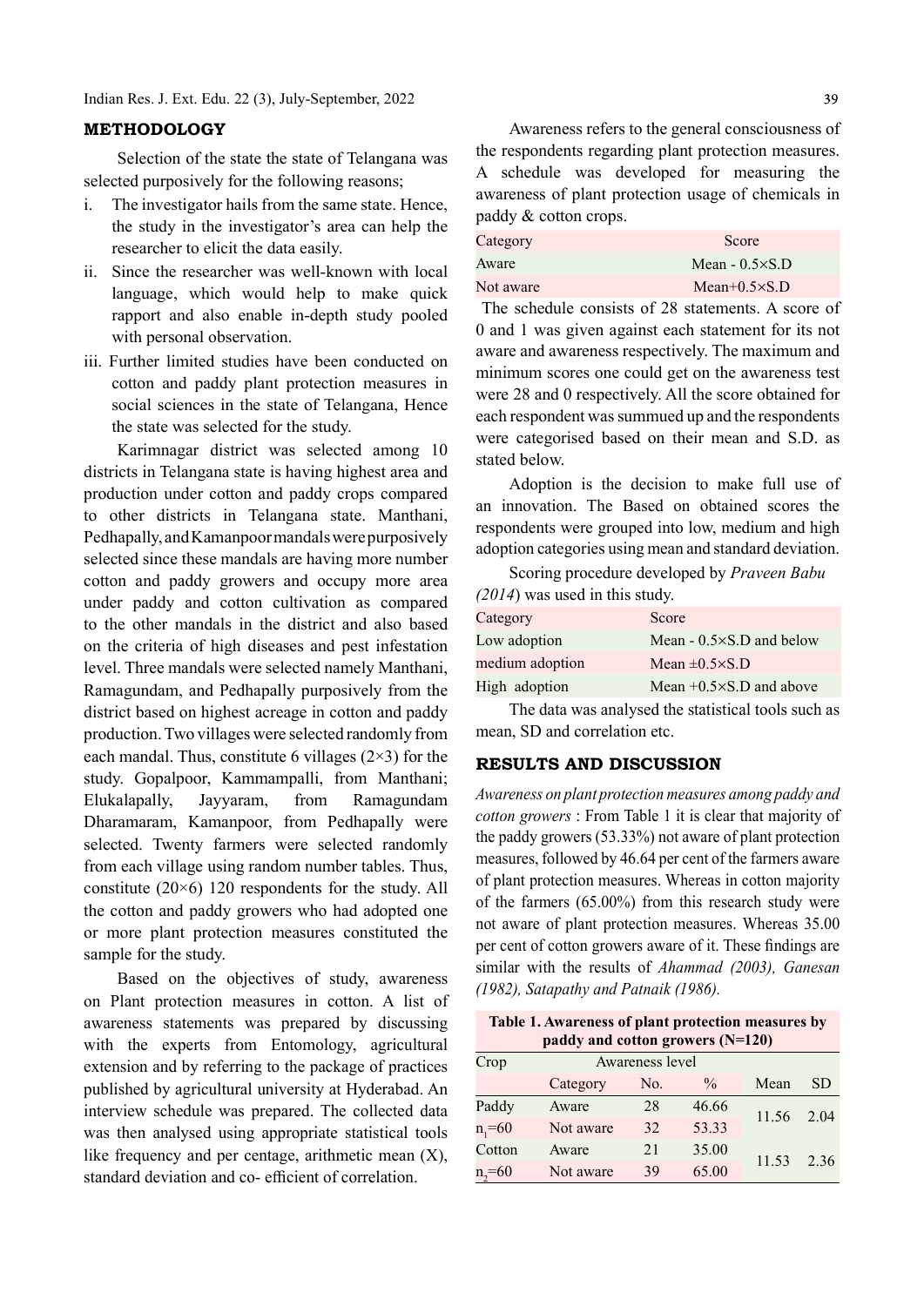## METHODOLOGY

Selection of the state the state of Telangana was selected purposively for the following reasons;

i. The investigator hails from the same state. Hence, the study in the investigator's area can help the researcher to elicit the data easily.
ii. Since the researcher was well-known with local language, which would help to make quick rapport and also enable in-depth study pooled with personal observation.
iii. Further limited studies have been conducted on cotton and paddy plant protection measures in social sciences in the state of Telangana, Hence the state was selected for the study.

Karimnagar district was selected among 10 districts in Telangana state is having highest area and production under cotton and paddy crops compared to other districts in Telangana state. Manthani, Pedhapally, and Kamanpoor mandals were purposively selected since these mandals are having more number cotton and paddy growers and occupy more area under paddy and cotton cultivation as compared to the other mandals in the district and also based on the criteria of high diseases and pest infestation level. Three mandals were selected namely Manthani, Ramagundam, and Pedhapally purposively from the district based on highest acreage in cotton and paddy production. Two villages were selected randomly from each mandal. Thus, constitute 6 villages (2×3) for the study. Gopalpoor, Kammampalli, from Manthani; Elukalapally, Jayyaram, from Ramagundam Dharamaram, Kamanpoor, from Pedhapally were selected. Twenty farmers were selected randomly from each village using random number tables. Thus, constitute (20×6) 120 respondents for the study. All the cotton and paddy growers who had adopted one or more plant protection measures constituted the sample for the study.

Based on the objectives of study, awareness on Plant protection measures in cotton. A list of awareness statements was prepared by discussing with the experts from Entomology, agricultural extension and by referring to the package of practices published by agricultural university at Hyderabad. An interview schedule was prepared. The collected data was then analysed using appropriate statistical tools like frequency and per centage, arithmetic mean (X), standard deviation and co- efficient of correlation.

Awareness refers to the general consciousness of the respondents regarding plant protection measures. A schedule was developed for measuring the awareness of plant protection usage of chemicals in paddy & cotton crops.

| Category | Score |
|---|---|
| Aware | Mean - 0.5×S.D |
| Not aware | Mean+0.5×S.D |

The schedule consists of 28 statements. A score of 0 and 1 was given against each statement for its not aware and awareness respectively. The maximum and minimum scores one could get on the awareness test were 28 and 0 respectively. All the score obtained for each respondent was summued up and the respondents were categorised based on their mean and S.D. as stated below.

Adoption is the decision to make full use of an innovation. The Based on obtained scores the respondents were grouped into low, medium and high adoption categories using mean and standard deviation.

Scoring procedure developed by *Praveen Babu (2014)* was used in this study.

| Category | Score |
|---|---|
| Low adoption | Mean - 0.5×S.D and below |
| medium adoption | Mean ±0.5×S.D |
| High adoption | Mean +0.5×S.D and above |

The data was analysed the statistical tools such as mean, SD and correlation etc.

## RESULTS AND DISCUSSION

*Awareness on plant protection measures among paddy and cotton growers* : From Table 1 it is clear that majority of the paddy growers (53.33%) not aware of plant protection measures, followed by 46.64 per cent of the farmers aware of plant protection measures. Whereas in cotton majority of the farmers (65.00%) from this research study were not aware of plant protection measures. Whereas 35.00 per cent of cotton growers aware of it. These findings are similar with the results of *Ahammad (2003), Ganesan (1982), Satapathy and Patnaik (1986).*

**Table 1. Awareness of plant protection measures by paddy and cotton growers (N=120)**

| Crop | Awareness level | | | Mean | SD |
|---|---|---|---|---|---|
| | Category | No. | % | | |
| Paddy | Aware | 28 | 46.66 | 11.56 | 2.04 |
| $n_1$=60 | Not aware | 32 | 53.33 | | |
| Cotton | Aware | 21 | 35.00 | 11.53 | 2.36 |
| $n_2$=60 | Not aware | 39 | 65.00 | | |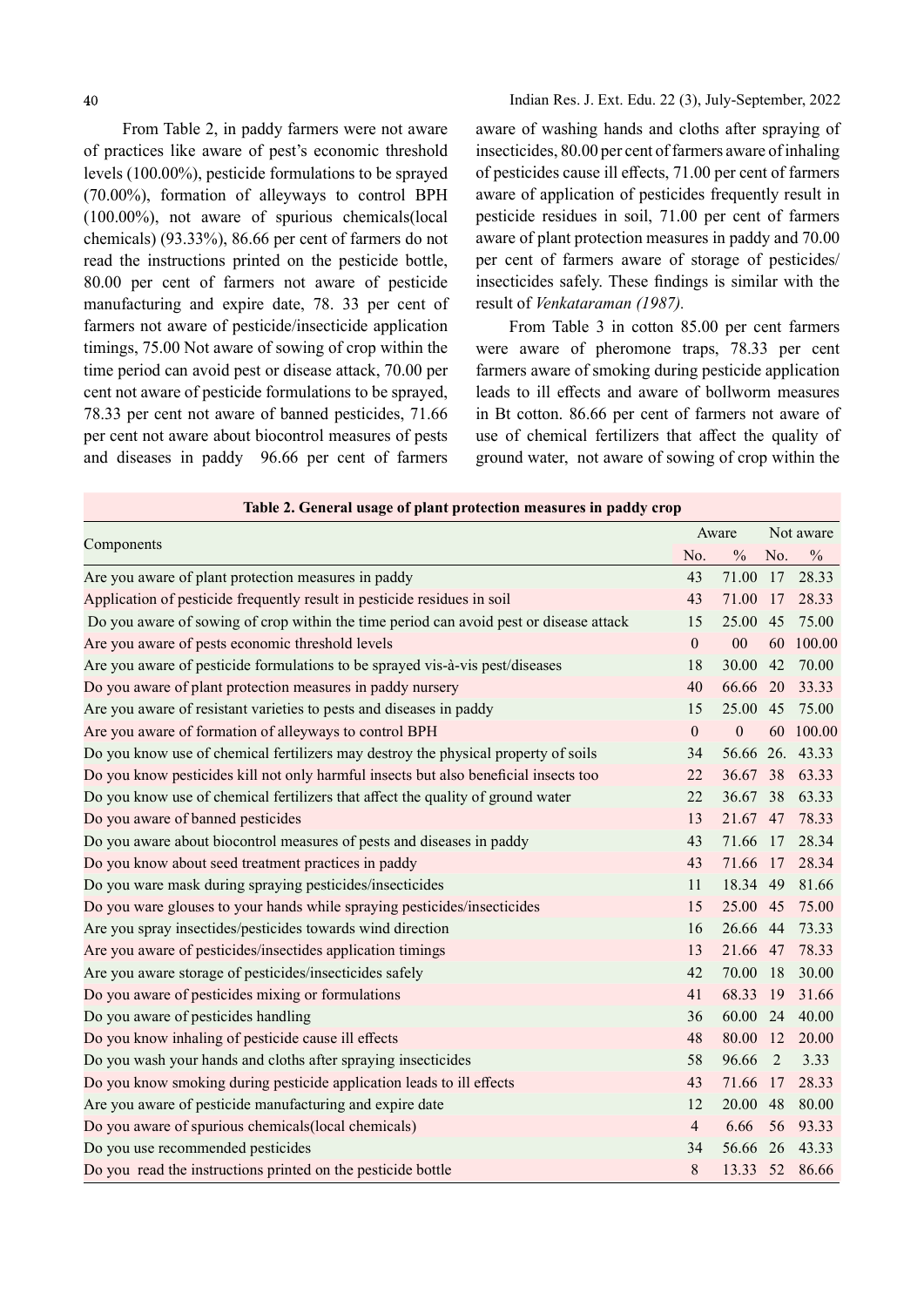From Table 2, in paddy farmers were not aware of practices like aware of pest's economic threshold levels (100.00%), pesticide formulations to be sprayed (70.00%), formation of alleyways to control BPH (100.00%), not aware of spurious chemicals(local chemicals) (93.33%), 86.66 per cent of farmers do not read the instructions printed on the pesticide bottle, 80.00 per cent of farmers not aware of pesticide manufacturing and expire date, 78. 33 per cent of farmers not aware of pesticide/insecticide application timings, 75.00 Not aware of sowing of crop within the time period can avoid pest or disease attack, 70.00 per cent not aware of pesticide formulations to be sprayed, 78.33 per cent not aware of banned pesticides, 71.66 per cent not aware about biocontrol measures of pests and diseases in paddy 96.66 per cent of farmers aware of washing hands and cloths after spraying of insecticides, 80.00 per cent of farmers aware of inhaling of pesticides cause ill effects, 71.00 per cent of farmers aware of application of pesticides frequently result in pesticide residues in soil, 71.00 per cent of farmers aware of plant protection measures in paddy and 70.00 per cent of farmers aware of storage of pesticides/ insecticides safely. These findings is similar with the result of *Venkataraman (1987).*

From Table 3 in cotton 85.00 per cent farmers were aware of pheromone traps, 78.33 per cent farmers aware of smoking during pesticide application leads to ill effects and aware of bollworm measures in Bt cotton. 86.66 per cent of farmers not aware of use of chemical fertilizers that affect the quality of ground water, not aware of sowing of crop within the

**Table 2. General usage of plant protection measures in paddy crop**

| Components | Aware | | Not aware | |
|---|---|---|---|---|
| | No. | % | No. | % |
| Are you aware of plant protection measures in paddy | 43 | 71.00 | 17 | 28.33 |
| Application of pesticide frequently result in pesticide residues in soil | 43 | 71.00 | 17 | 28.33 |
| Do you aware of sowing of crop within the time period can avoid pest or disease attack | 15 | 25.00 | 45 | 75.00 |
| Are you aware of pests economic threshold levels | 0 | 00 | 60 | 100.00 |
| Are you aware of pesticide formulations to be sprayed vis-à-vis pest/diseases | 18 | 30.00 | 42 | 70.00 |
| Do you aware of plant protection measures in paddy nursery | 40 | 66.66 | 20 | 33.33 |
| Are you aware of resistant varieties to pests and diseases in paddy | 15 | 25.00 | 45 | 75.00 |
| Are you aware of formation of alleyways to control BPH | 0 | 0 | 60 | 100.00 |
| Do you know use of chemical fertilizers may destroy the physical property of soils | 34 | 56.66 | 26. | 43.33 |
| Do you know pesticides kill not only harmful insects but also beneficial insects too | 22 | 36.67 | 38 | 63.33 |
| Do you know use of chemical fertilizers that affect the quality of ground water | 22 | 36.67 | 38 | 63.33 |
| Do you aware of banned pesticides | 13 | 21.67 | 47 | 78.33 |
| Do you aware about biocontrol measures of pests and diseases in paddy | 43 | 71.66 | 17 | 28.34 |
| Do you know about seed treatment practices in paddy | 43 | 71.66 | 17 | 28.34 |
| Do you ware mask during spraying pesticides/insecticides | 11 | 18.34 | 49 | 81.66 |
| Do you ware glouses to your hands while spraying pesticides/insecticides | 15 | 25.00 | 45 | 75.00 |
| Are you spray insectides/pesticides towards wind direction | 16 | 26.66 | 44 | 73.33 |
| Are you aware of pesticides/insectides application timings | 13 | 21.66 | 47 | 78.33 |
| Are you aware storage of pesticides/insecticides safely | 42 | 70.00 | 18 | 30.00 |
| Do you aware of pesticides mixing or formulations | 41 | 68.33 | 19 | 31.66 |
| Do you aware of pesticides handling | 36 | 60.00 | 24 | 40.00 |
| Do you know inhaling of pesticide cause ill effects | 48 | 80.00 | 12 | 20.00 |
| Do you wash your hands and cloths after spraying insecticides | 58 | 96.66 | 2 | 3.33 |
| Do you know smoking during pesticide application leads to ill effects | 43 | 71.66 | 17 | 28.33 |
| Are you aware of pesticide manufacturing and expire date | 12 | 20.00 | 48 | 80.00 |
| Do you aware of spurious chemicals(local chemicals) | 4 | 6.66 | 56 | 93.33 |
| Do you use recommended pesticides | 34 | 56.66 | 26 | 43.33 |
| Do you read the instructions printed on the pesticide bottle | 8 | 13.33 | 52 | 86.66 |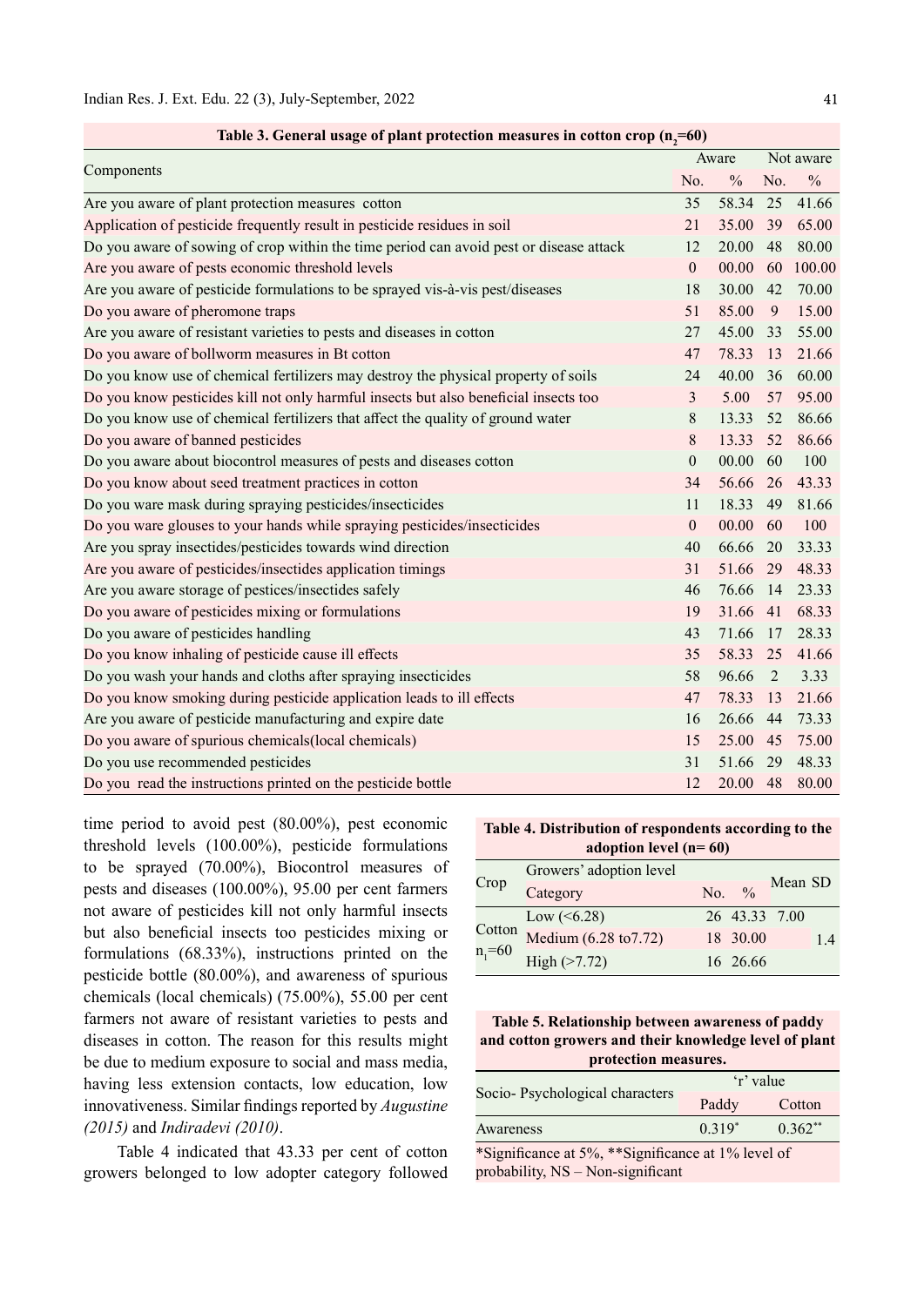**Table 3. General usage of plant protection measures in cotton crop ($n_2$=60)**

| Components | Aware | | Not aware | |
|---|---|---|---|---|
| | No. | % | No. | % |
| Are you aware of plant protection measures cotton | 35 | 58.34 | 25 | 41.66 |
| Application of pesticide frequently result in pesticide residues in soil | 21 | 35.00 | 39 | 65.00 |
| Do you aware of sowing of crop within the time period can avoid pest or disease attack | 12 | 20.00 | 48 | 80.00 |
| Are you aware of pests economic threshold levels | 0 | 00.00 | 60 | 100.00 |
| Are you aware of pesticide formulations to be sprayed vis-à-vis pest/diseases | 18 | 30.00 | 42 | 70.00 |
| Do you aware of pheromone traps | 51 | 85.00 | 9 | 15.00 |
| Are you aware of resistant varieties to pests and diseases in cotton | 27 | 45.00 | 33 | 55.00 |
| Do you aware of bollworm measures in Bt cotton | 47 | 78.33 | 13 | 21.66 |
| Do you know use of chemical fertilizers may destroy the physical property of soils | 24 | 40.00 | 36 | 60.00 |
| Do you know pesticides kill not only harmful insects but also beneficial insects too | 3 | 5.00 | 57 | 95.00 |
| Do you know use of chemical fertilizers that affect the quality of ground water | 8 | 13.33 | 52 | 86.66 |
| Do you aware of banned pesticides | 8 | 13.33 | 52 | 86.66 |
| Do you aware about biocontrol measures of pests and diseases cotton | 0 | 00.00 | 60 | 100 |
| Do you know about seed treatment practices in cotton | 34 | 56.66 | 26 | 43.33 |
| Do you ware mask during spraying pesticides/insecticides | 11 | 18.33 | 49 | 81.66 |
| Do you ware glouses to your hands while spraying pesticides/insecticides | 0 | 00.00 | 60 | 100 |
| Are you spray insectides/pesticides towards wind direction | 40 | 66.66 | 20 | 33.33 |
| Are you aware of pesticides/insectides application timings | 31 | 51.66 | 29 | 48.33 |
| Are you aware storage of pestices/insectides safely | 46 | 76.66 | 14 | 23.33 |
| Do you aware of pesticides mixing or formulations | 19 | 31.66 | 41 | 68.33 |
| Do you aware of pesticides handling | 43 | 71.66 | 17 | 28.33 |
| Do you know inhaling of pesticide cause ill effects | 35 | 58.33 | 25 | 41.66 |
| Do you wash your hands and cloths after spraying insecticides | 58 | 96.66 | 2 | 3.33 |
| Do you know smoking during pesticide application leads to ill effects | 47 | 78.33 | 13 | 21.66 |
| Are you aware of pesticide manufacturing and expire date | 16 | 26.66 | 44 | 73.33 |
| Do you aware of spurious chemicals(local chemicals) | 15 | 25.00 | 45 | 75.00 |
| Do you use recommended pesticides | 31 | 51.66 | 29 | 48.33 |
| Do you read the instructions printed on the pesticide bottle | 12 | 20.00 | 48 | 80.00 |

time period to avoid pest (80.00%), pest economic threshold levels (100.00%), pesticide formulations to be sprayed (70.00%), Biocontrol measures of pests and diseases (100.00%), 95.00 per cent farmers not aware of pesticides kill not only harmful insects but also beneficial insects too pesticides mixing or formulations (68.33%), instructions printed on the pesticide bottle (80.00%), and awareness of spurious chemicals (local chemicals) (75.00%), 55.00 per cent farmers not aware of resistant varieties to pests and diseases in cotton. The reason for this results might be due to medium exposure to social and mass media, having less extension contacts, low education, low innovativeness. Similar findings reported by *Augustine (2015)* and *Indiradevi (2010)*.

Table 4 indicated that 43.33 per cent of cotton growers belonged to low adopter category followed

**Table 4. Distribution of respondents according to the adoption level (n= 60)**

| Crop | Growers' adoption level | | | Mean | SD |
|---|---|---|---|---|---|
| | Category | No. | % | | |
| Cotton $n_1$=60 | Low (<6.28) | 26 | 43.33 | 7.00 | 1.4 |
| | Medium (6.28 to7.72) | 18 | 30.00 | | |
| | High (>7.72) | 16 | 26.66 | | |

**Table 5. Relationship between awareness of paddy and cotton growers and their knowledge level of plant protection measures.**

| Socio- Psychological characters | 'r' value | |
|---|---|---|
| | Paddy | Cotton |
| Awareness | 0.319* | 0.362** |

*Significance at 5%, **Significance at 1% level of probability, NS – Non-significant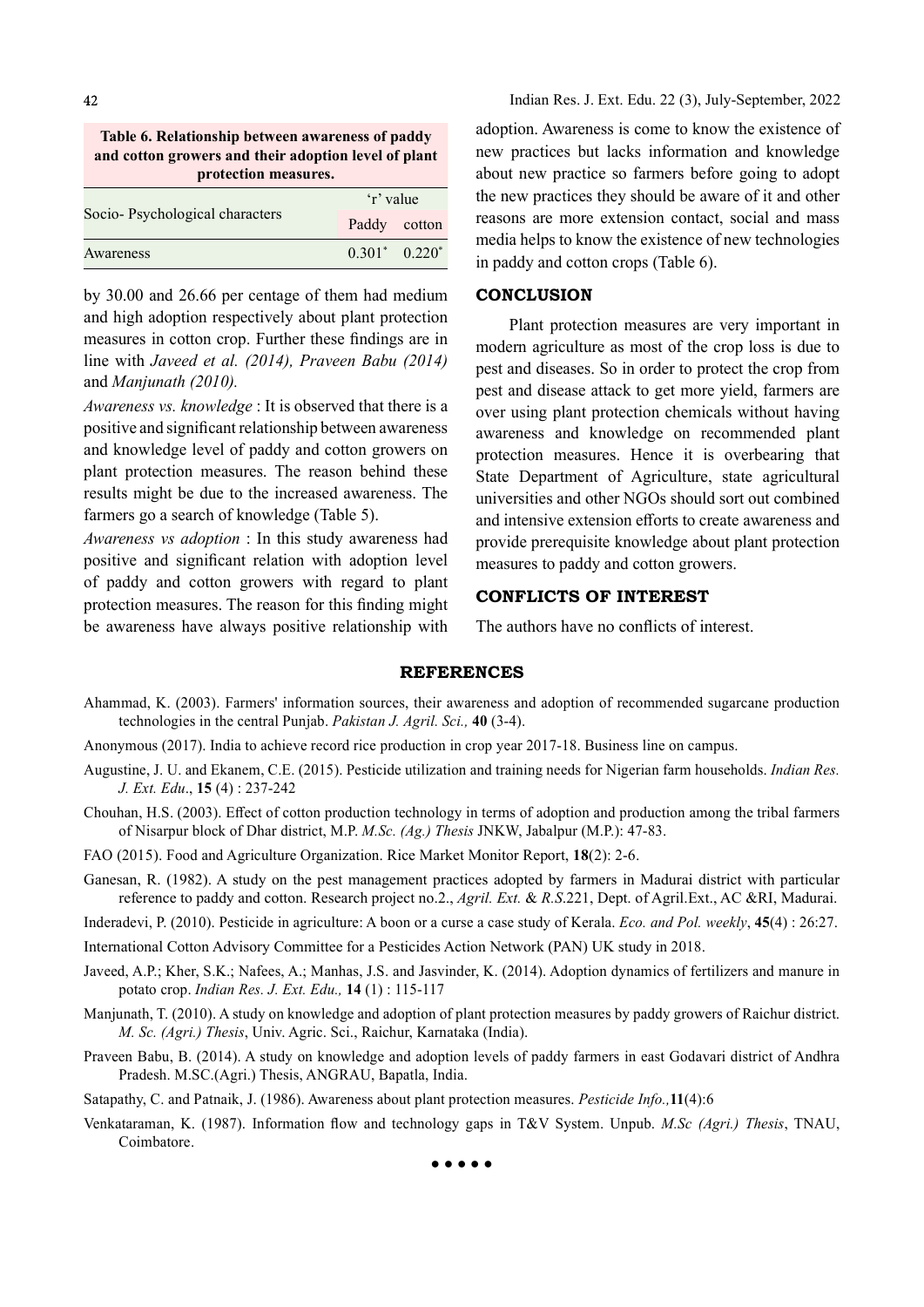**Table 6. Relationship between awareness of paddy and cotton growers and their adoption level of plant protection measures.**

| Socio- Psychological characters | 'r' value | |
|---|---|---|
| | Paddy | cotton |
| Awareness | 0.301* | 0.220* |

by 30.00 and 26.66 per centage of them had medium and high adoption respectively about plant protection measures in cotton crop. Further these findings are in line with *Javeed et al. (2014), Praveen Babu (2014)* and *Manjunath (2010).*

*Awareness vs. knowledge* : It is observed that there is a positive and significant relationship between awareness and knowledge level of paddy and cotton growers on plant protection measures. The reason behind these results might be due to the increased awareness. The farmers go a search of knowledge (Table 5).

*Awareness vs adoption* : In this study awareness had positive and significant relation with adoption level of paddy and cotton growers with regard to plant protection measures. The reason for this finding might be awareness have always positive relationship with adoption. Awareness is come to know the existence of new practices but lacks information and knowledge about new practice so farmers before going to adopt the new practices they should be aware of it and other reasons are more extension contact, social and mass media helps to know the existence of new technologies in paddy and cotton crops (Table 6).

## CONCLUSION

Plant protection measures are very important in modern agriculture as most of the crop loss is due to pest and diseases. So in order to protect the crop from pest and disease attack to get more yield, farmers are over using plant protection chemicals without having awareness and knowledge on recommended plant protection measures. Hence it is overbearing that State Department of Agriculture, state agricultural universities and other NGOs should sort out combined and intensive extension efforts to create awareness and provide prerequisite knowledge about plant protection measures to paddy and cotton growers.

## CONFLICTS OF INTEREST

The authors have no conflicts of interest.

## REFERENCES

Ahammad, K. (2003). Farmers' information sources, their awareness and adoption of recommended sugarcane production technologies in the central Punjab. *Pakistan J. Agril. Sci.,* **40** (3-4).

Anonymous (2017). India to achieve record rice production in crop year 2017-18. Business line on campus.

Augustine, J. U. and Ekanem, C.E. (2015). Pesticide utilization and training needs for Nigerian farm households. *Indian Res. J. Ext. Edu*., **15** (4) : 237-242

Chouhan, H.S. (2003). Effect of cotton production technology in terms of adoption and production among the tribal farmers of Nisarpur block of Dhar district, M.P. *M.Sc. (Ag.) Thesis* JNKW, Jabalpur (M.P.): 47-83.

FAO (2015). Food and Agriculture Organization. Rice Market Monitor Report, **18**(2): 2-6.

Ganesan, R. (1982). A study on the pest management practices adopted by farmers in Madurai district with particular reference to paddy and cotton. Research project no.2., *Agril. Ext.* & *R.S*.221, Dept. of Agril.Ext., AC &RI, Madurai.

Inderadevi, P. (2010). Pesticide in agriculture: A boon or a curse a case study of Kerala. *Eco. and Pol. weekly*, **45**(4) : 26:27.

International Cotton Advisory Committee for a Pesticides Action Network (PAN) UK study in 2018.

Javeed, A.P.; Kher, S.K.; Nafees, A.; Manhas, J.S. and Jasvinder, K. (2014). Adoption dynamics of fertilizers and manure in potato crop. *Indian Res. J. Ext. Edu.,* **14** (1) : 115-117

Manjunath, T. (2010). A study on knowledge and adoption of plant protection measures by paddy growers of Raichur district. *M. Sc. (Agri.) Thesis*, Univ. Agric. Sci., Raichur, Karnataka (India).

Praveen Babu, B. (2014). A study on knowledge and adoption levels of paddy farmers in east Godavari district of Andhra Pradesh. M.SC.(Agri.) Thesis, ANGRAU, Bapatla, India.

Satapathy, C. and Patnaik, J. (1986). Awareness about plant protection measures. *Pesticide Info.,***11**(4):6

Venkataraman, K. (1987). Information flow and technology gaps in T&V System. Unpub. *M.Sc (Agri.) Thesis*, TNAU, Coimbatore.